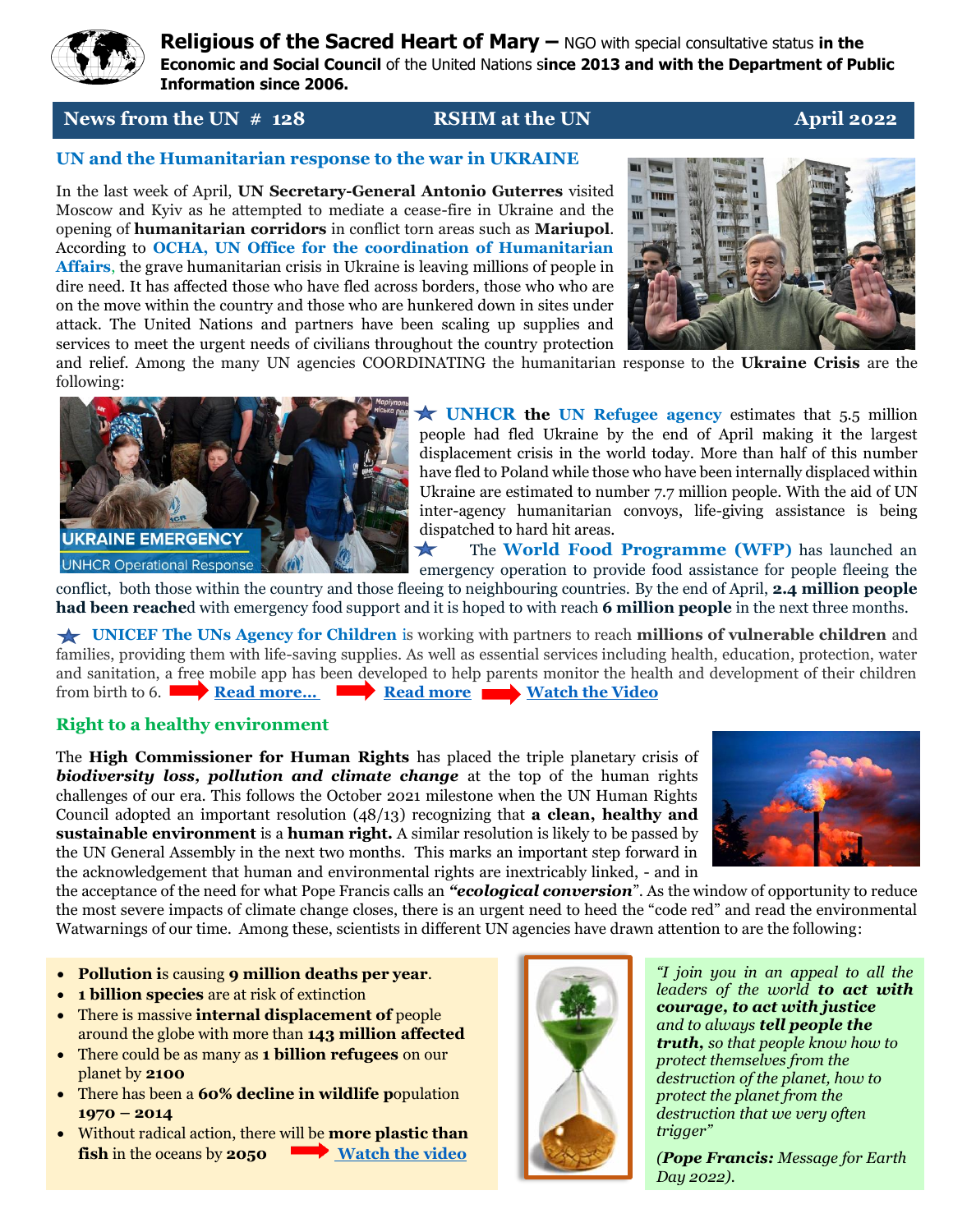**Religious of the Sacred Heart of Mary –** NGO with special consultative status **in the Economic and Social Council** of the United Nations s**ince 2013 and with the Department of Public Information since 2006.**

**News from the UN # 128** | **RSHM at the UN** | **April 2022**

## UN and the Humanitarian response to the war in UKRAINE

In the last week of April, **UN Secretary-General Antonio Guterres** visited Moscow and Kyiv as he attempted to mediate a cease-fire in Ukraine and the opening of **humanitarian corridors** in conflict torn areas such as **Mariupol**. According to **OCHA, UN Office for the coordination of Humanitarian Affairs**, the grave humanitarian crisis in Ukraine is leaving millions of people in dire need. It has affected those who have fled across borders, those who are on the move within the country and those who are hunkered down in sites under attack. The United Nations and partners have been scaling up supplies and services to meet the urgent needs of civilians throughout the country protection and relief. Among the many UN agencies COORDINATING the humanitarian response to the **Ukraine Crisis** are the following:

★ **UNHCR the UN Refugee agency** estimates that 5.5 million people had fled Ukraine by the end of April making it the largest displacement crisis in the world today. More than half of this number have fled to Poland while those who have been internally displaced within Ukraine are estimated to number 7.7 million people. With the aid of UN inter-agency humanitarian convoys, life-giving assistance is being dispatched to hard hit areas.

★ The **World Food Programme (WFP)** has launched an emergency operation to provide food assistance for people fleeing the conflict, both those within the country and those fleeing to neighbouring countries. By the end of April, **2.4 million people had been reache**d with emergency food support and it is hoped to with reach **6 million people** in the next three months.

★ **UNICEF The UNs Agency for Children** is working with partners to reach **millions of vulnerable children** and families, providing them with life-saving supplies. As well as essential services including health, education, protection, water and sanitation, a free mobile app has been developed to help parents monitor the health and development of their children from birth to 6. ➡ **Read more…** ➡ **Read more** ➡ **Watch the Video**

## Right to a healthy environment

The **High Commissioner for Human Rights** has placed the triple planetary crisis of ***biodiversity loss, pollution and climate change*** at the top of the human rights challenges of our era. This follows the October 2021 milestone when the UN Human Rights Council adopted an important resolution (48/13) recognizing that **a clean, healthy and sustainable environment** is a **human right.** A similar resolution is likely to be passed by the UN General Assembly in the next two months. This marks an important step forward in the acknowledgement that human and environmental rights are inextricably linked, - and in the acceptance of the need for what Pope Francis calls an ***"ecological conversion"***. As the window of opportunity to reduce the most severe impacts of climate change closes, there is an urgent need to heed the "code red" and read the environmental Watwarnings of our time. Among these, scientists in different UN agencies have drawn attention to are the following:

- **Pollution i**s causing **9 million deaths per year**.
- **1 billion species** are at risk of extinction
- There is massive **internal displacement of** people around the globe with more than **143 million affected**
- There could be as many as **1 billion refugees** on our planet by **2100**
- There has been a **60% decline in wildlife p**opulation **1970 – 2014**
- Without radical action, there will be **more plastic than fish** in the oceans by **2050** ➡ **Watch the video**

*"I join you in an appeal to all the leaders of the world **to act with courage, to act with justice** and to always **tell people the truth,** so that people know how to protect themselves from the destruction of the planet, how to protect the planet from the destruction that we very often trigger"*

*(**Pope Francis:** Message for Earth Day 2022).*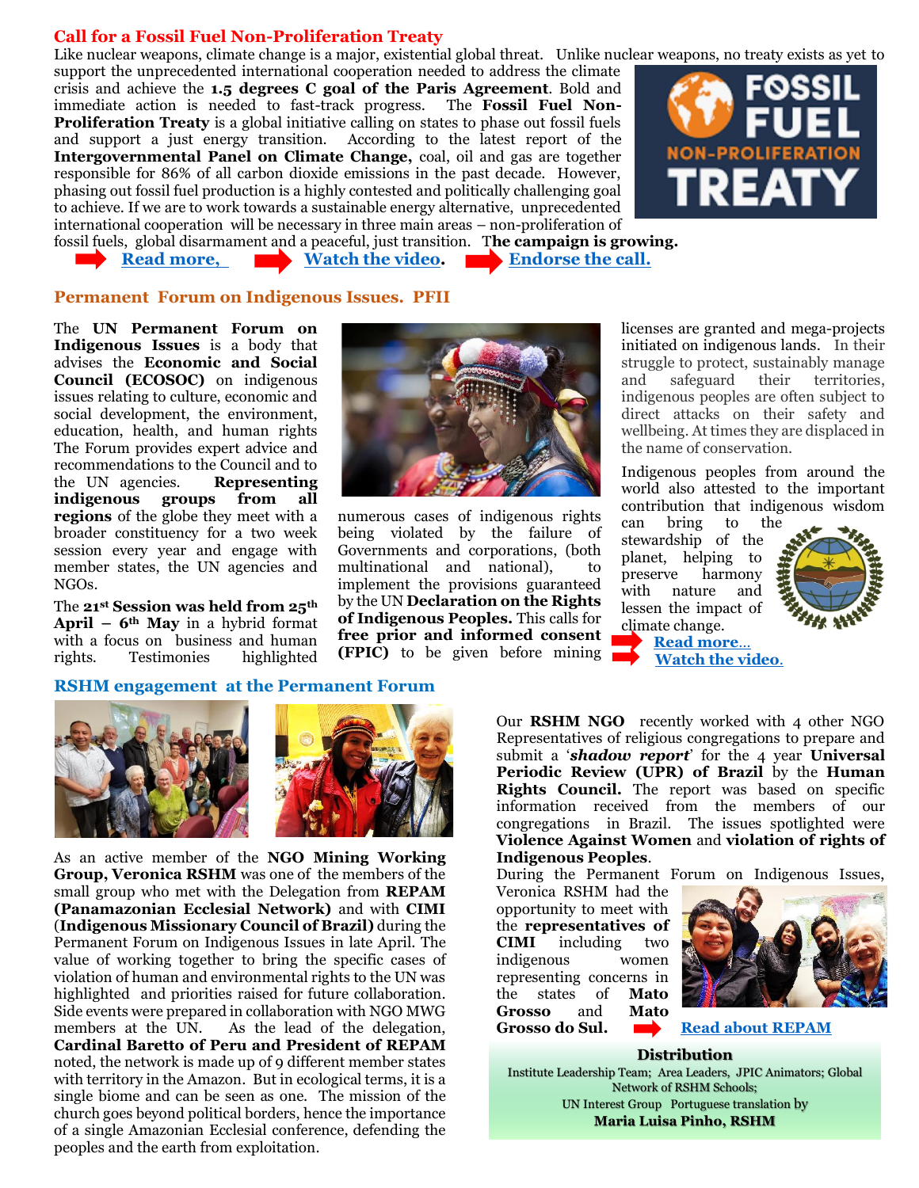## Call for a Fossil Fuel Non-Proliferation Treaty

Like nuclear weapons, climate change is a major, existential global threat. Unlike nuclear weapons, no treaty exists as yet to support the unprecedented international cooperation needed to address the climate crisis and achieve the **1.5 degrees C goal of the Paris Agreement**. Bold and immediate action is needed to fast-track progress. The **Fossil Fuel Non-Proliferation Treaty** is a global initiative calling on states to phase out fossil fuels and support a just energy transition. According to the latest report of the **Intergovernmental Panel on Climate Change,** coal, oil and gas are together responsible for 86% of all carbon dioxide emissions in the past decade. However, phasing out fossil fuel production is a highly contested and politically challenging goal to achieve. If we are to work towards a sustainable energy alternative, unprecedented international cooperation will be necessary in three main areas – non-proliferation of fossil fuels, global disarmament and a peaceful, just transition. **The campaign is growing.**

**Read more,** **Watch the video.** **Endorse the call.**

## Permanent Forum on Indigenous Issues. PFII

The **UN Permanent Forum on Indigenous Issues** is a body that advises the **Economic and Social Council (ECOSOC)** on indigenous issues relating to culture, economic and social development, the environment, education, health, and human rights The Forum provides expert advice and recommendations to the Council and to the UN agencies. **Representing indigenous groups from all regions** of the globe they meet with a broader constituency for a two week session every year and engage with member states, the UN agencies and NGOs.

The **21st Session was held from 25th April – 6th May** in a hybrid format with a focus on business and human rights. Testimonies highlighted numerous cases of indigenous rights being violated by the failure of Governments and corporations, (both multinational and national), to implement the provisions guaranteed by the UN **Declaration on the Rights of Indigenous Peoples.** This calls for **free prior and informed consent (FPIC)** to be given before mining licenses are granted and mega-projects initiated on indigenous lands. In their struggle to protect, sustainably manage and safeguard their territories, indigenous peoples are often subject to direct attacks on their safety and wellbeing. At times they are displaced in the name of conservation.

Indigenous peoples from around the world also attested to the important contribution that indigenous wisdom can bring to the stewardship of the planet, helping to preserve harmony with nature and lessen the impact of climate change.

**Read more...**
**Watch the video.**

## RSHM engagement at the Permanent Forum

As an active member of the **NGO Mining Working Group, Veronica RSHM** was one of the members of the small group who met with the Delegation from **REPAM (Panamazonian Ecclesial Network)** and with **CIMI** (**Indigenous Missionary Council of Brazil)** during the Permanent Forum on Indigenous Issues in late April. The value of working together to bring the specific cases of violation of human and environmental rights to the UN was highlighted and priorities raised for future collaboration. Side events were prepared in collaboration with NGO MWG members at the UN. As the lead of the delegation, **Cardinal Baretto of Peru and President of REPAM** noted, the network is made up of 9 different member states with territory in the Amazon. But in ecological terms, it is a single biome and can be seen as one. The mission of the church goes beyond political borders, hence the importance of a single Amazonian Ecclesial conference, defending the peoples and the earth from exploitation.

Our **RSHM NGO** recently worked with 4 other NGO Representatives of religious congregations to prepare and submit a '***shadow report***' for the 4 year **Universal Periodic Review (UPR) of Brazil** by the **Human Rights Council.** The report was based on specific information received from the members of our congregations in Brazil. The issues spotlighted were **Violence Against Women** and **violation of rights of Indigenous Peoples**.

During the Permanent Forum on Indigenous Issues, Veronica RSHM had the opportunity to meet with the **representatives of CIMI** including two indigenous women representing concerns in the states of **Mato Grosso** and **Mato Grosso do Sul.**

**Read about REPAM**

**Distribution**

Institute Leadership Team; Area Leaders, JPIC Animators; Global Network of RSHM Schools;
UN Interest Group Portuguese translation by
**Maria Luisa Pinho, RSHM**